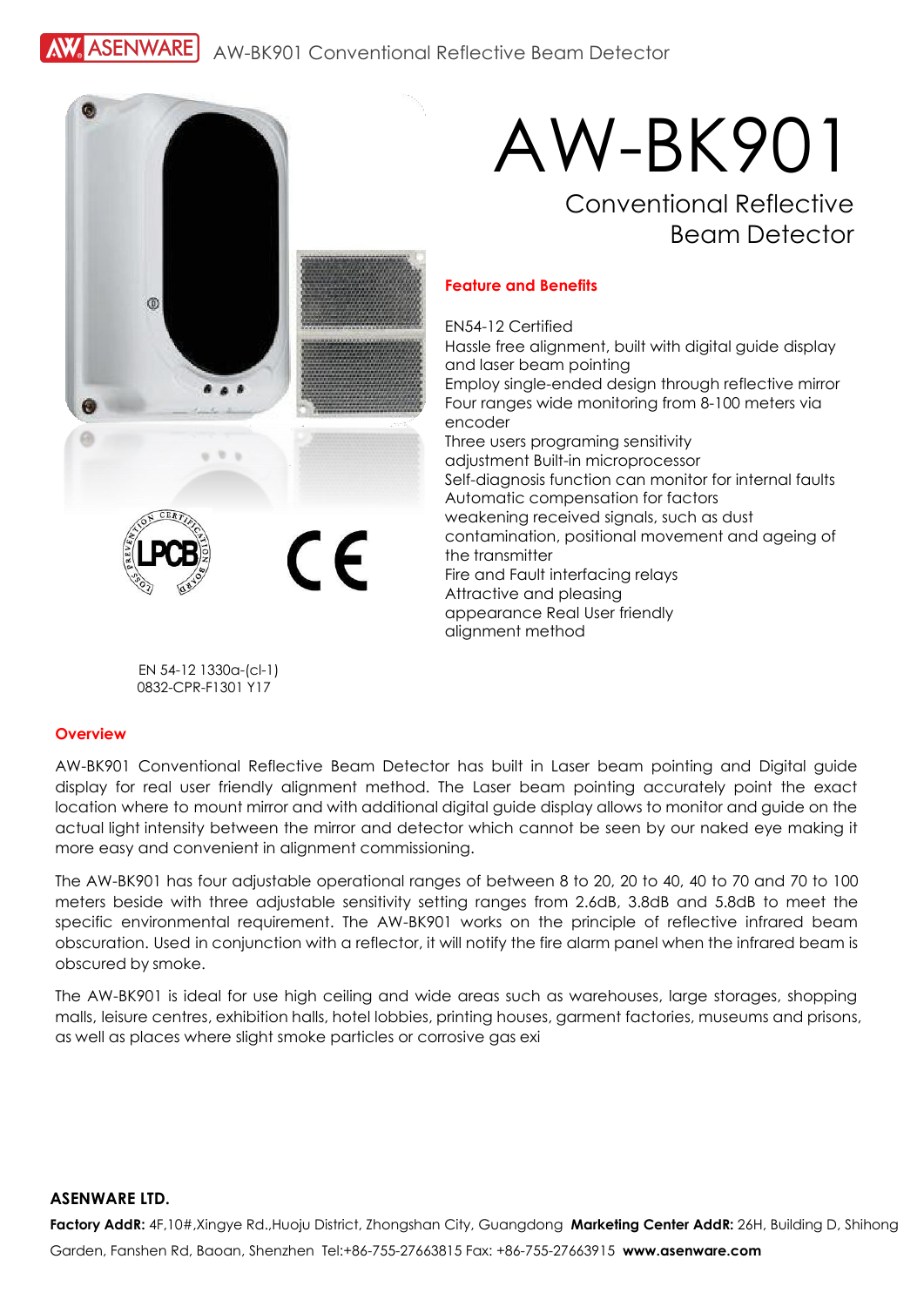# AW-BK901

## Conventional Reflective Beam Detector

### Feature and Benefits

EN54-12 Certified
Hassle free alignment, built with digital guide display and laser beam pointing
Employ single-ended design through reflective mirror
Four ranges wide monitoring from 8-100 meters via encoder
Three users programing sensitivity adjustment Built-in microprocessor
Self-diagnosis function can monitor for internal faults
Automatic compensation for factors weakening received signals, such as dust contamination, positional movement and ageing of the transmitter
Fire and Fault interfacing relays
Attractive and pleasing appearance Real User friendly alignment method

EN 54-12 1330a-(cl-1)
0832-CPR-F1301 Y17

### Overview

AW-BK901 Conventional Reflective Beam Detector has built in Laser beam pointing and Digital guide display for real user friendly alignment method. The Laser beam pointing accurately point the exact location where to mount mirror and with additional digital guide display allows to monitor and guide on the actual light intensity between the mirror and detector which cannot be seen by our naked eye making it more easy and convenient in alignment commissioning.

The AW-BK901 has four adjustable operational ranges of between 8 to 20, 20 to 40, 40 to 70 and 70 to 100 meters beside with three adjustable sensitivity setting ranges from 2.6dB, 3.8dB and 5.8dB to meet the specific environmental requirement. The AW-BK901 works on the principle of reflective infrared beam obscuration. Used in conjunction with a reflector, it will notify the fire alarm panel when the infrared beam is obscured by smoke.

The AW-BK901 is ideal for use high ceiling and wide areas such as warehouses, large storages, shopping malls, leisure centres, exhibition halls, hotel lobbies, printing houses, garment factories, museums and prisons, as well as places where slight smoke particles or corrosive gas exi

**ASENWARE LTD.**

**Factory AddR:** 4F,10#,Xingye Rd.,Huoju District, Zhongshan City, Guangdong **Marketing Center AddR:** 26H, Building D, Shihong Garden, Fanshen Rd, Baoan, Shenzhen Tel:+86-755-27663815 Fax: +86-755-27663915 **www.asenware.com**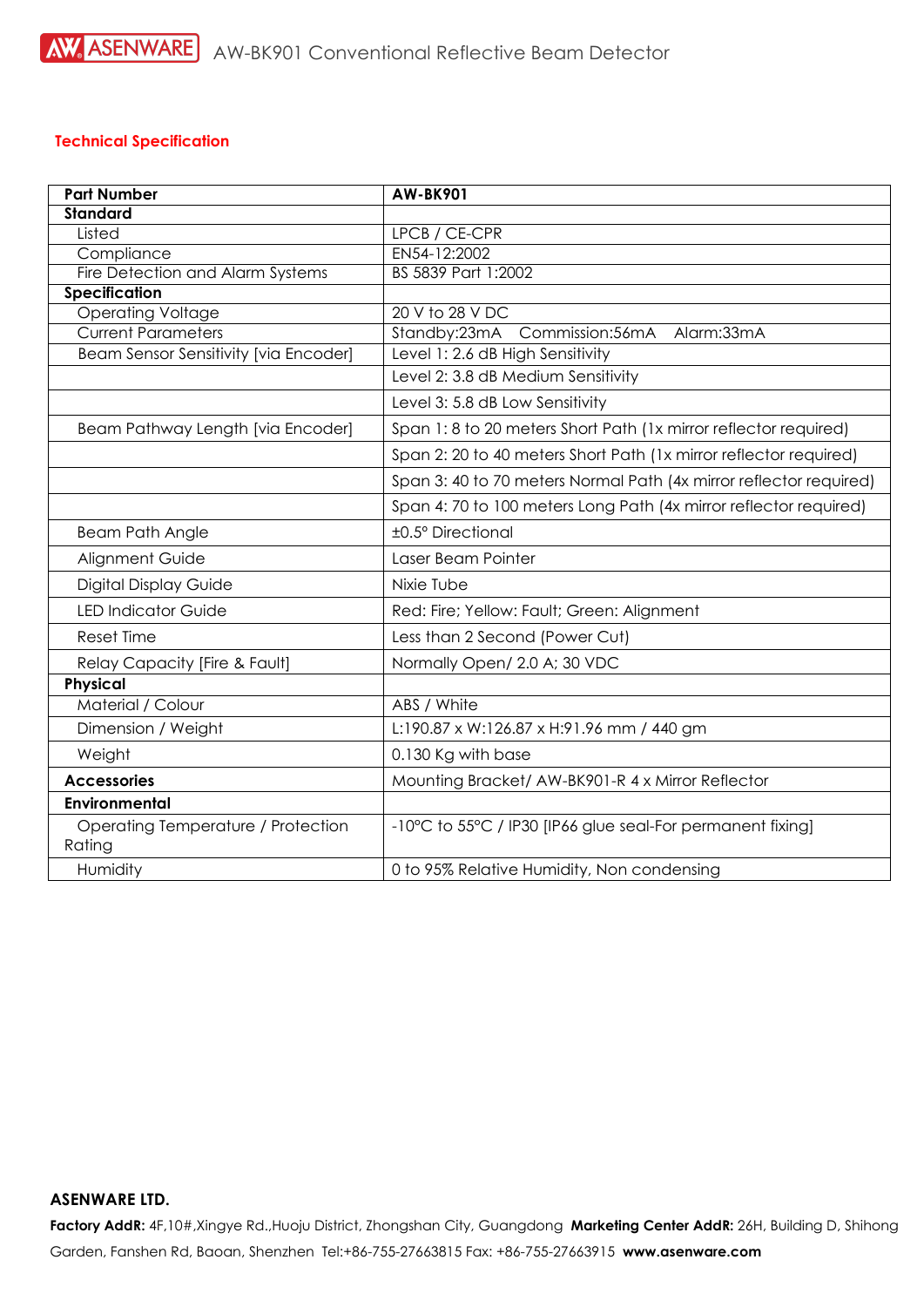## Technical Specification

| Part Number | AW-BK901 |
|---|---|
| **Standard** | |
| Listed | LPCB / CE-CPR |
| Compliance | EN54-12:2002 |
| Fire Detection and Alarm Systems | BS 5839 Part 1:2002 |
| **Specification** | |
| Operating Voltage | 20 V to 28 V DC |
| Current Parameters | Standby:23mA Commission:56mA Alarm:33mA |
| Beam Sensor Sensitivity [via Encoder] | Level 1: 2.6 dB High Sensitivity |
| | Level 2: 3.8 dB Medium Sensitivity |
| | Level 3: 5.8 dB Low Sensitivity |
| Beam Pathway Length [via Encoder] | Span 1: 8 to 20 meters Short Path (1x mirror reflector required) |
| | Span 2: 20 to 40 meters Short Path (1x mirror reflector required) |
| | Span 3: 40 to 70 meters Normal Path (4x mirror reflector required) |
| | Span 4: 70 to 100 meters Long Path (4x mirror reflector required) |
| Beam Path Angle | ±0.5° Directional |
| Alignment Guide | Laser Beam Pointer |
| Digital Display Guide | Nixie Tube |
| LED Indicator Guide | Red: Fire; Yellow: Fault; Green: Alignment |
| Reset Time | Less than 2 Second (Power Cut) |
| Relay Capacity [Fire & Fault] | Normally Open/ 2.0 A; 30 VDC |
| **Physical** | |
| Material / Colour | ABS / White |
| Dimension / Weight | L:190.87 x W:126.87 x H:91.96 mm / 440 gm |
| Weight | 0.130 Kg with base |
| **Accessories** | Mounting Bracket/ AW-BK901-R 4 x Mirror Reflector |
| **Environmental** | |
| Operating Temperature / Protection Rating | -10°C to 55°C / IP30 [IP66 glue seal-For permanent fixing] |
| Humidity | 0 to 95% Relative Humidity, Non condensing |

**ASENWARE LTD.**

**Factory AddR:** 4F,10#,Xingye Rd.,Huoju District, Zhongshan City, Guangdong **Marketing Center AddR:** 26H, Building D, Shihong Garden, Fanshen Rd, Baoan, Shenzhen Tel:+86-755-27663815 Fax: +86-755-27663915 **www.asenware.com**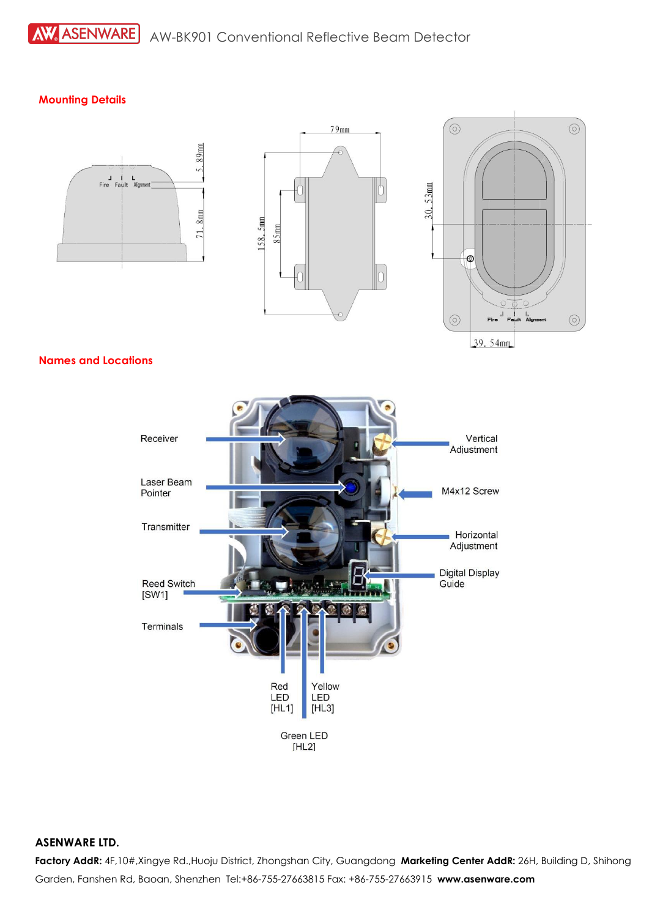AW-BK901 Conventional Reflective Beam Detector

## Mounting Details

Fire Fault Alignment

5.89mm

71.8mm

79mm

158.5mm

85mm

30.53mm

39.54mm

Fire Fault Alignment

## Names and Locations

Receiver

Laser Beam Pointer

Transmitter

Reed Switch [SW1]

Terminals

Vertical Adjustment

M4x12 Screw

Horizontal Adjustment

Digital Display Guide

Red LED [HL1]

Yellow LED [HL3]

Green LED [HL2]

**ASENWARE LTD.**

**Factory AddR:** 4F,10#,Xingye Rd.,Huoju District, Zhongshan City, Guangdong **Marketing Center AddR:** 26H, Building D, Shihong Garden, Fanshen Rd, Baoan, Shenzhen Tel:+86-755-27663815 Fax: +86-755-27663915 **www.asenware.com**